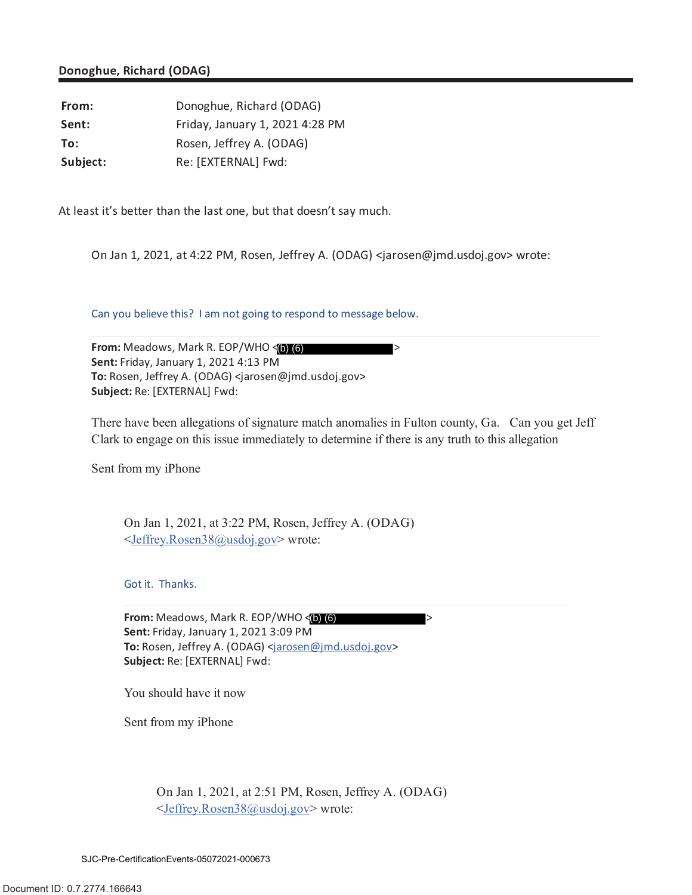**Donoghue, Richard (ODAG)**

| | |
|---|---|
| **From:** | Donoghue, Richard (ODAG) |
| **Sent:** | Friday, January 1, 2021 4:28 PM |
| **To:** | Rosen, Jeffrey A. (ODAG) |
| **Subject:** | Re: [EXTERNAL] Fwd: |

At least it's better than the last one, but that doesn't say much.

> On Jan 1, 2021, at 4:22 PM, Rosen, Jeffrey A. (ODAG) <jarosen@jmd.usdoj.gov> wrote:
>
> Can you believe this? I am not going to respond to message below.
>
> **From:** Meadows, Mark R. EOP/WHO <(b) (6)>
> **Sent:** Friday, January 1, 2021 4:13 PM
> **To:** Rosen, Jeffrey A. (ODAG) <jarosen@jmd.usdoj.gov>
> **Subject:** Re: [EXTERNAL] Fwd:
>
> There have been allegations of signature match anomalies in Fulton county, Ga. Can you get Jeff Clark to engage on this issue immediately to determine if there is any truth to this allegation
>
> Sent from my iPhone
>
> > On Jan 1, 2021, at 3:22 PM, Rosen, Jeffrey A. (ODAG) <Jeffrey.Rosen38@usdoj.gov> wrote:
> >
> > Got it. Thanks.
> >
> > **From:** Meadows, Mark R. EOP/WHO <(b) (6)>
> > **Sent:** Friday, January 1, 2021 3:09 PM
> > **To:** Rosen, Jeffrey A. (ODAG) <jarosen@jmd.usdoj.gov>
> > **Subject:** Re: [EXTERNAL] Fwd:
> >
> > You should have it now
> >
> > Sent from my iPhone
> >
> > > On Jan 1, 2021, at 2:51 PM, Rosen, Jeffrey A. (ODAG) <Jeffrey.Rosen38@usdoj.gov> wrote:

SJC-Pre-CertificationEvents-05072021-000673

Document ID: 0.7.2774.166643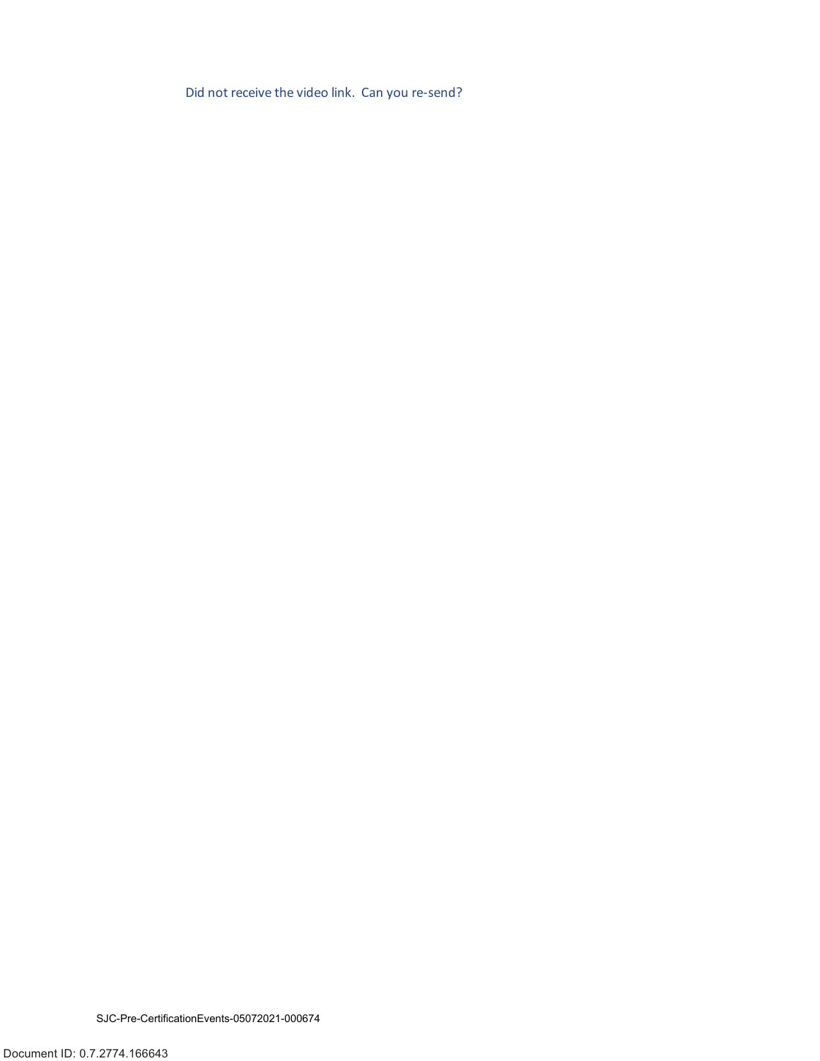Did not receive the video link.  Can you re-send?

SJC-Pre-CertificationEvents-05072021-000674

Document ID: 0.7.2774.166643